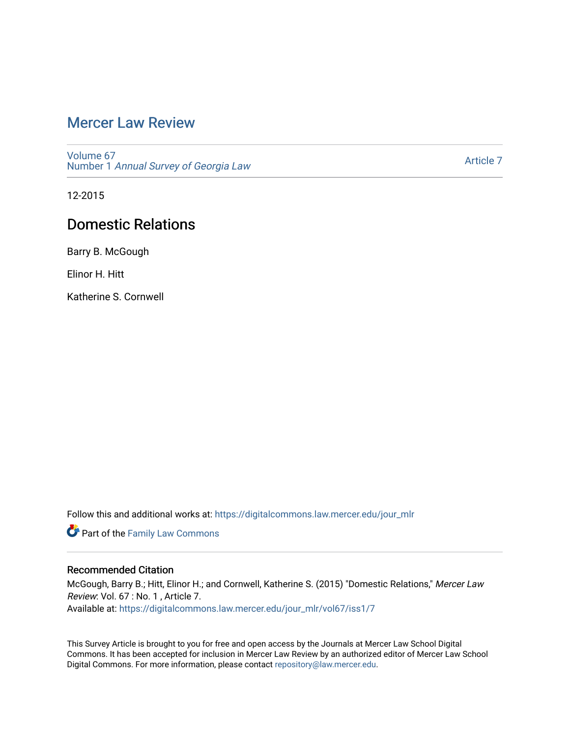# Mercer Law Review

Volume 67
Number 1 *Annual Survey of Georgia Law*

Article 7

12-2015

## Domestic Relations

Barry B. McGough

Elinor H. Hitt

Katherine S. Cornwell

Follow this and additional works at: https://digitalcommons.law.mercer.edu/jour_mlr

Part of the Family Law Commons

### Recommended Citation

McGough, Barry B.; Hitt, Elinor H.; and Cornwell, Katherine S. (2015) "Domestic Relations," *Mercer Law Review*: Vol. 67 : No. 1 , Article 7.
Available at: https://digitalcommons.law.mercer.edu/jour_mlr/vol67/iss1/7

This Survey Article is brought to you for free and open access by the Journals at Mercer Law School Digital Commons. It has been accepted for inclusion in Mercer Law Review by an authorized editor of Mercer Law School Digital Commons. For more information, please contact repository@law.mercer.edu.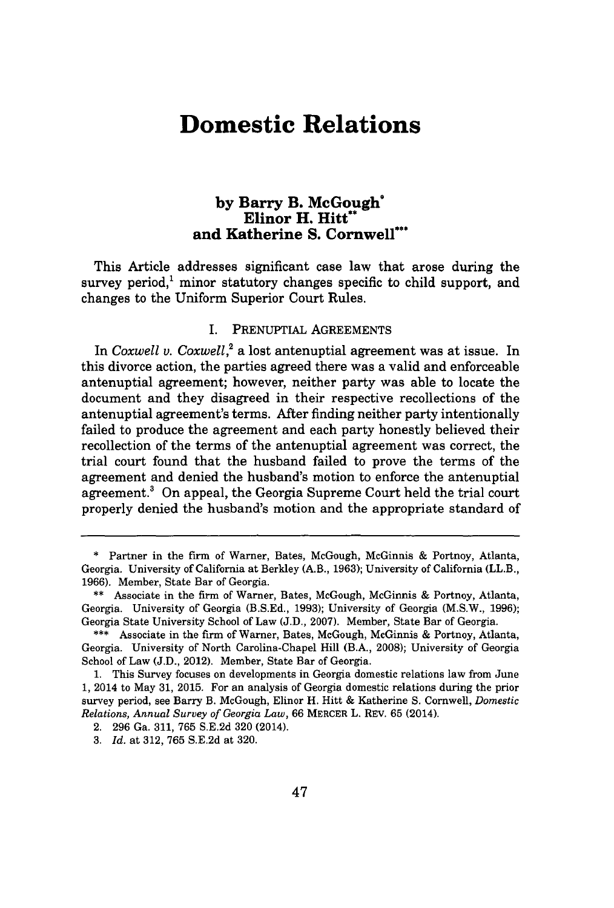# Domestic Relations

**by Barry B. McGough[*]**
**Elinor H. Hitt[**]**
**and Katherine S. Cornwell[***]**

This Article addresses significant case law that arose during the survey period,[1] minor statutory changes specific to child support, and changes to the Uniform Superior Court Rules.

## I. PRENUPTIAL AGREEMENTS

In *Coxwell v. Coxwell*,[2] a lost antenuptial agreement was at issue. In this divorce action, the parties agreed there was a valid and enforceable antenuptial agreement; however, neither party was able to locate the document and they disagreed in their respective recollections of the antenuptial agreement's terms. After finding neither party intentionally failed to produce the agreement and each party honestly believed their recollection of the terms of the antenuptial agreement was correct, the trial court found that the husband failed to prove the terms of the agreement and denied the husband's motion to enforce the antenuptial agreement.[3] On appeal, the Georgia Supreme Court held the trial court properly denied the husband's motion and the appropriate standard of

---

\* Partner in the firm of Warner, Bates, McGough, McGinnis & Portnoy, Atlanta, Georgia. University of California at Berkley (A.B., 1963); University of California (LL.B., 1966). Member, State Bar of Georgia.

\*\* Associate in the firm of Warner, Bates, McGough, McGinnis & Portnoy, Atlanta, Georgia. University of Georgia (B.S.Ed., 1993); University of Georgia (M.S.W., 1996); Georgia State University School of Law (J.D., 2007). Member, State Bar of Georgia.

\*\*\* Associate in the firm of Warner, Bates, McGough, McGinnis & Portnoy, Atlanta, Georgia. University of North Carolina-Chapel Hill (B.A., 2008); University of Georgia School of Law (J.D., 2012). Member, State Bar of Georgia.

1. This Survey focuses on developments in Georgia domestic relations law from June 1, 2014 to May 31, 2015. For an analysis of Georgia domestic relations during the prior survey period, see Barry B. McGough, Elinor H. Hitt & Katherine S. Cornwell, *Domestic Relations, Annual Survey of Georgia Law*, 66 MERCER L. REV. 65 (2014).

2. 296 Ga. 311, 765 S.E.2d 320 (2014).

3. *Id.* at 312, 765 S.E.2d at 320.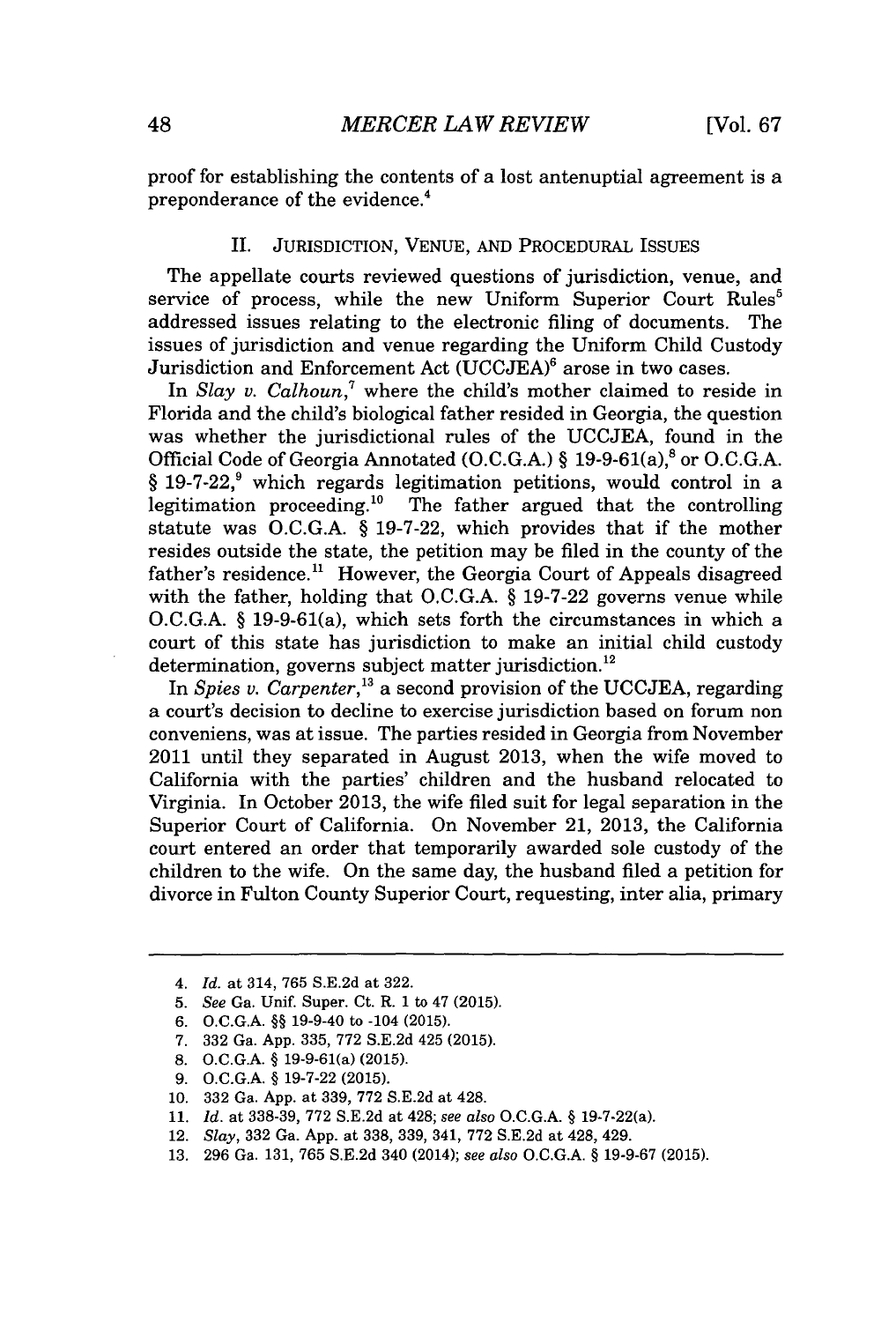proof for establishing the contents of a lost antenuptial agreement is a preponderance of the evidence.[4]

## II. JURISDICTION, VENUE, AND PROCEDURAL ISSUES

The appellate courts reviewed questions of jurisdiction, venue, and service of process, while the new Uniform Superior Court Rules[5] addressed issues relating to the electronic filing of documents. The issues of jurisdiction and venue regarding the Uniform Child Custody Jurisdiction and Enforcement Act (UCCJEA)[6] arose in two cases.

In *Slay v. Calhoun*,[7] where the child's mother claimed to reside in Florida and the child's biological father resided in Georgia, the question was whether the jurisdictional rules of the UCCJEA, found in the Official Code of Georgia Annotated (O.C.G.A.) § 19-9-61(a),[8] or O.C.G.A. § 19-7-22,[9] which regards legitimation petitions, would control in a legitimation proceeding.[10] The father argued that the controlling statute was O.C.G.A. § 19-7-22, which provides that if the mother resides outside the state, the petition may be filed in the county of the father's residence.[11] However, the Georgia Court of Appeals disagreed with the father, holding that O.C.G.A. § 19-7-22 governs venue while O.C.G.A. § 19-9-61(a), which sets forth the circumstances in which a court of this state has jurisdiction to make an initial child custody determination, governs subject matter jurisdiction.[12]

In *Spies v. Carpenter*,[13] a second provision of the UCCJEA, regarding a court's decision to decline to exercise jurisdiction based on forum non conveniens, was at issue. The parties resided in Georgia from November 2011 until they separated in August 2013, when the wife moved to California with the parties' children and the husband relocated to Virginia. In October 2013, the wife filed suit for legal separation in the Superior Court of California. On November 21, 2013, the California court entered an order that temporarily awarded sole custody of the children to the wife. On the same day, the husband filed a petition for divorce in Fulton County Superior Court, requesting, inter alia, primary

---

4. *Id.* at 314, 765 S.E.2d at 322.
5. *See* Ga. Unif. Super. Ct. R. 1 to 47 (2015).
6. O.C.G.A. §§ 19-9-40 to -104 (2015).
7. 332 Ga. App. 335, 772 S.E.2d 425 (2015).
8. O.C.G.A. § 19-9-61(a) (2015).
9. O.C.G.A. § 19-7-22 (2015).
10. 332 Ga. App. at 339, 772 S.E.2d at 428.
11. *Id.* at 338-39, 772 S.E.2d at 428; *see also* O.C.G.A. § 19-7-22(a).
12. *Slay*, 332 Ga. App. at 338, 339, 341, 772 S.E.2d at 428, 429.
13. 296 Ga. 131, 765 S.E.2d 340 (2014); *see also* O.C.G.A. § 19-9-67 (2015).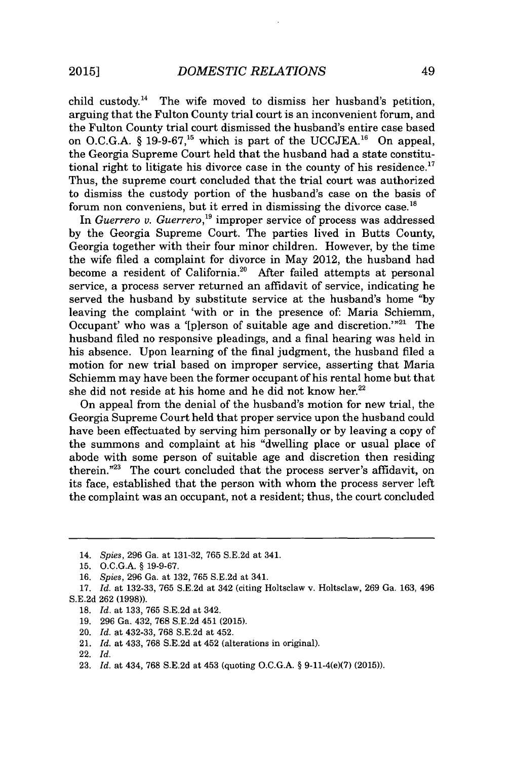child custody.[14] The wife moved to dismiss her husband's petition, arguing that the Fulton County trial court is an inconvenient forum, and the Fulton County trial court dismissed the husband's entire case based on O.C.G.A. § 19-9-67,[15] which is part of the UCCJEA.[16] On appeal, the Georgia Supreme Court held that the husband had a state constitutional right to litigate his divorce case in the county of his residence.[17] Thus, the supreme court concluded that the trial court was authorized to dismiss the custody portion of the husband's case on the basis of forum non conveniens, but it erred in dismissing the divorce case.[18]

In *Guerrero v. Guerrero*,[19] improper service of process was addressed by the Georgia Supreme Court. The parties lived in Butts County, Georgia together with their four minor children. However, by the time the wife filed a complaint for divorce in May 2012, the husband had become a resident of California.[20] After failed attempts at personal service, a process server returned an affidavit of service, indicating he served the husband by substitute service at the husband's home "by leaving the complaint 'with or in the presence of: Maria Schiemm, Occupant' who was a '[p]erson of suitable age and discretion.'"[21] The husband filed no responsive pleadings, and a final hearing was held in his absence. Upon learning of the final judgment, the husband filed a motion for new trial based on improper service, asserting that Maria Schiemm may have been the former occupant of his rental home but that she did not reside at his home and he did not know her.[22]

On appeal from the denial of the husband's motion for new trial, the Georgia Supreme Court held that proper service upon the husband could have been effectuated by serving him personally or by leaving a copy of the summons and complaint at his "dwelling place or usual place of abode with some person of suitable age and discretion then residing therein."[23] The court concluded that the process server's affidavit, on its face, established that the person with whom the process server left the complaint was an occupant, not a resident; thus, the court concluded

---

14. *Spies*, 296 Ga. at 131-32, 765 S.E.2d at 341.
15. O.C.G.A. § 19-9-67.
16. *Spies*, 296 Ga. at 132, 765 S.E.2d at 341.
17. *Id.* at 132-33, 765 S.E.2d at 342 (citing Holtsclaw v. Holtsclaw, 269 Ga. 163, 496 S.E.2d 262 (1998)).
18. *Id.* at 133, 765 S.E.2d at 342.
19. 296 Ga. 432, 768 S.E.2d 451 (2015).
20. *Id.* at 432-33, 768 S.E.2d at 452.
21. *Id.* at 433, 768 S.E.2d at 452 (alterations in original).
22. *Id.*
23. *Id.* at 434, 768 S.E.2d at 453 (quoting O.C.G.A. § 9-11-4(e)(7) (2015)).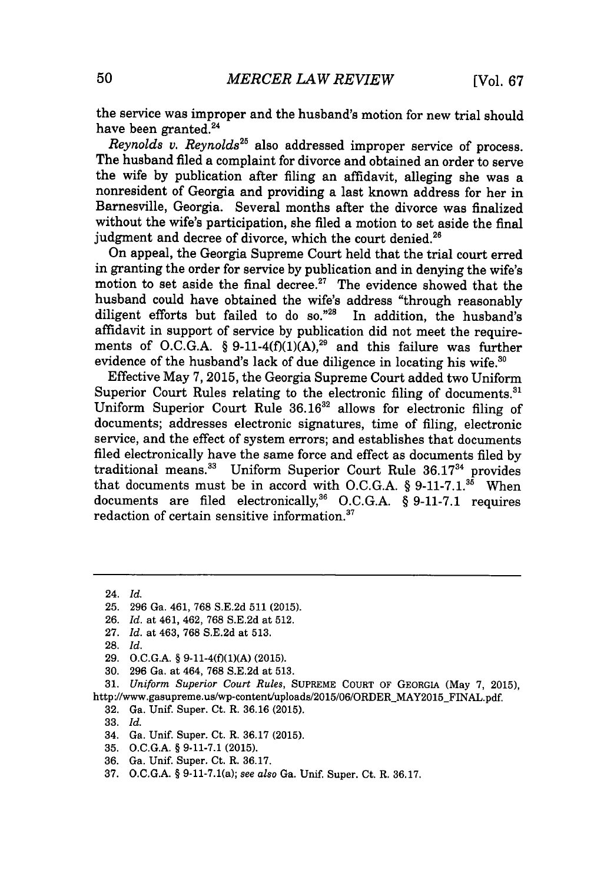the service was improper and the husband's motion for new trial should have been granted.[24]

*Reynolds v. Reynolds*[25] also addressed improper service of process. The husband filed a complaint for divorce and obtained an order to serve the wife by publication after filing an affidavit, alleging she was a nonresident of Georgia and providing a last known address for her in Barnesville, Georgia. Several months after the divorce was finalized without the wife's participation, she filed a motion to set aside the final judgment and decree of divorce, which the court denied.[26]

On appeal, the Georgia Supreme Court held that the trial court erred in granting the order for service by publication and in denying the wife's motion to set aside the final decree.[27] The evidence showed that the husband could have obtained the wife's address "through reasonably diligent efforts but failed to do so."[28] In addition, the husband's affidavit in support of service by publication did not meet the requirements of O.C.G.A. § 9-11-4(f)(1)(A),[29] and this failure was further evidence of the husband's lack of due diligence in locating his wife.[30]

Effective May 7, 2015, the Georgia Supreme Court added two Uniform Superior Court Rules relating to the electronic filing of documents.[31] Uniform Superior Court Rule 36.16[32] allows for electronic filing of documents; addresses electronic signatures, time of filing, electronic service, and the effect of system errors; and establishes that documents filed electronically have the same force and effect as documents filed by traditional means.[33] Uniform Superior Court Rule 36.17[34] provides that documents must be in accord with O.C.G.A. § 9-11-7.1.[35] When documents are filed electronically,[36] O.C.G.A. § 9-11-7.1 requires redaction of certain sensitive information.[37]

---

24. *Id.*
25. 296 Ga. 461, 768 S.E.2d 511 (2015).
26. *Id.* at 461, 462, 768 S.E.2d at 512.
27. *Id.* at 463, 768 S.E.2d at 513.
28. *Id.*
29. O.C.G.A. § 9-11-4(f)(1)(A) (2015).
30. 296 Ga. at 464, 768 S.E.2d at 513.
31. *Uniform Superior Court Rules*, SUPREME COURT OF GEORGIA (May 7, 2015), http://www.gasupreme.us/wp-content/uploads/2015/06/ORDER_MAY2015_FINAL.pdf.
32. Ga. Unif. Super. Ct. R. 36.16 (2015).
33. *Id.*
34. Ga. Unif. Super. Ct. R. 36.17 (2015).
35. O.C.G.A. § 9-11-7.1 (2015).
36. Ga. Unif. Super. Ct. R. 36.17.
37. O.C.G.A. § 9-11-7.1(a); *see also* Ga. Unif. Super. Ct. R. 36.17.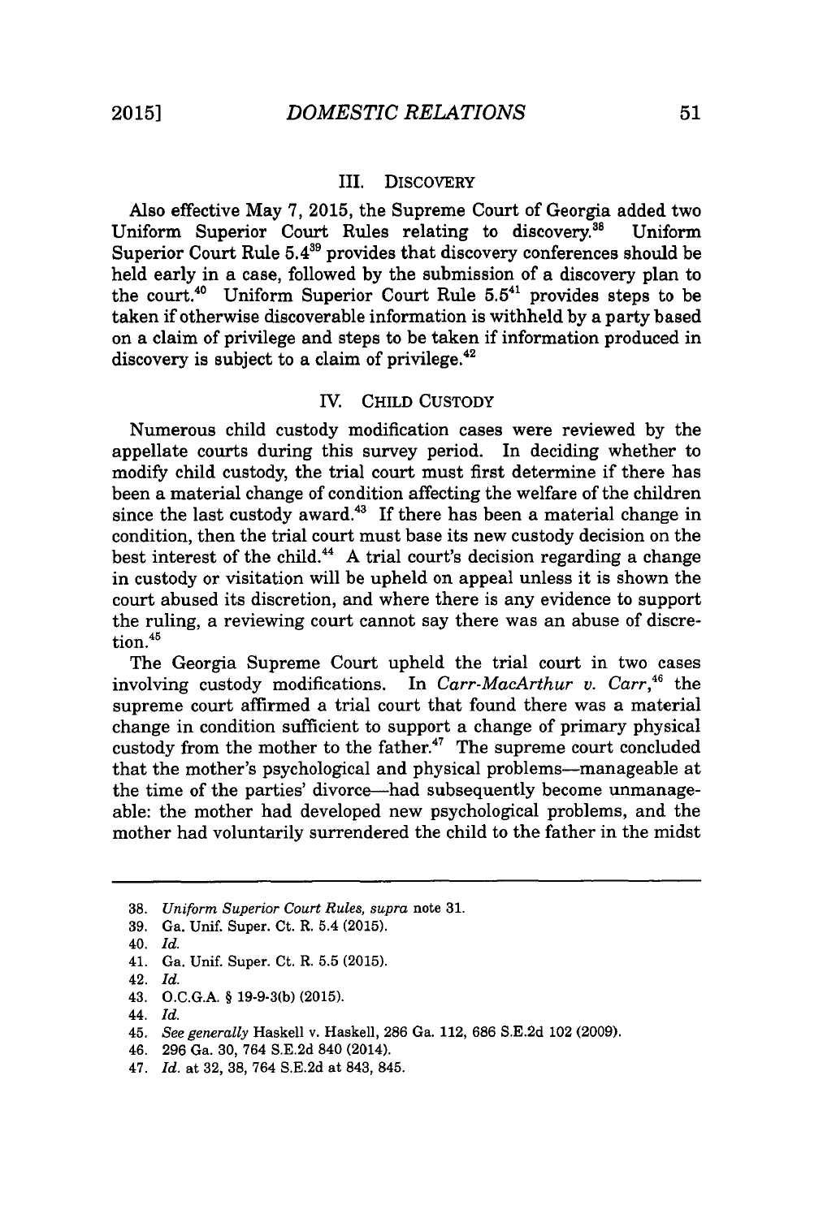## III. DISCOVERY

Also effective May 7, 2015, the Supreme Court of Georgia added two Uniform Superior Court Rules relating to discovery.[38] Uniform Superior Court Rule 5.4[39] provides that discovery conferences should be held early in a case, followed by the submission of a discovery plan to the court.[40] Uniform Superior Court Rule 5.5[41] provides steps to be taken if otherwise discoverable information is withheld by a party based on a claim of privilege and steps to be taken if information produced in discovery is subject to a claim of privilege.[42]

## IV. CHILD CUSTODY

Numerous child custody modification cases were reviewed by the appellate courts during this survey period. In deciding whether to modify child custody, the trial court must first determine if there has been a material change of condition affecting the welfare of the children since the last custody award.[43] If there has been a material change in condition, then the trial court must base its new custody decision on the best interest of the child.[44] A trial court's decision regarding a change in custody or visitation will be upheld on appeal unless it is shown the court abused its discretion, and where there is any evidence to support the ruling, a reviewing court cannot say there was an abuse of discretion.[45]

The Georgia Supreme Court upheld the trial court in two cases involving custody modifications. In *Carr-MacArthur v. Carr*,[46] the supreme court affirmed a trial court that found there was a material change in condition sufficient to support a change of primary physical custody from the mother to the father.[47] The supreme court concluded that the mother's psychological and physical problems—manageable at the time of the parties' divorce—had subsequently become unmanageable: the mother had developed new psychological problems, and the mother had voluntarily surrendered the child to the father in the midst

---

38. *Uniform Superior Court Rules*, *supra* note 31.
39. Ga. Unif. Super. Ct. R. 5.4 (2015).
40. *Id.*
41. Ga. Unif. Super. Ct. R. 5.5 (2015).
42. *Id.*
43. O.C.G.A. § 19-9-3(b) (2015).
44. *Id.*
45. *See generally* Haskell v. Haskell, 286 Ga. 112, 686 S.E.2d 102 (2009).
46. 296 Ga. 30, 764 S.E.2d 840 (2014).
47. *Id.* at 32, 38, 764 S.E.2d at 843, 845.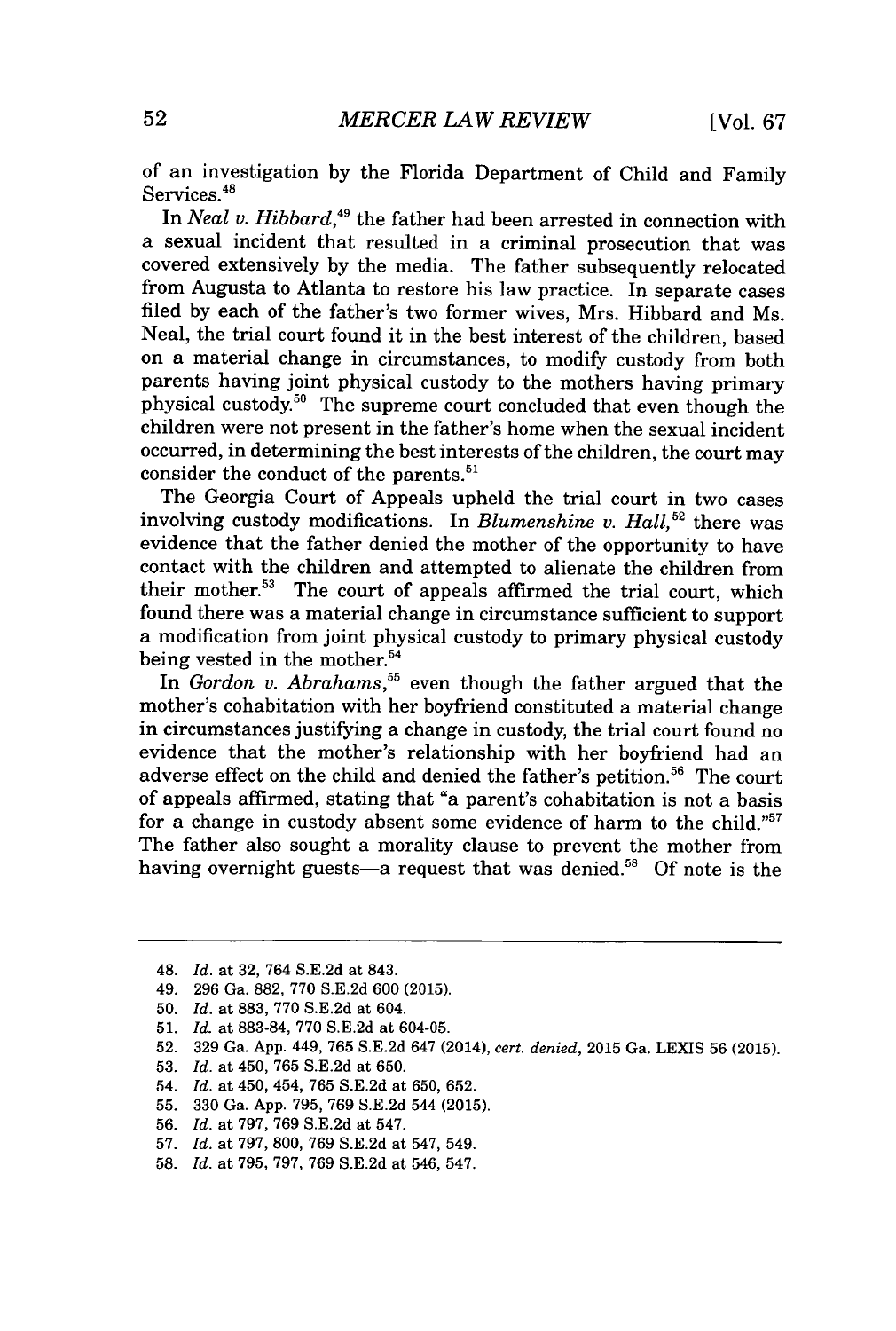of an investigation by the Florida Department of Child and Family Services.[48]

In *Neal v. Hibbard*,[49] the father had been arrested in connection with a sexual incident that resulted in a criminal prosecution that was covered extensively by the media. The father subsequently relocated from Augusta to Atlanta to restore his law practice. In separate cases filed by each of the father's two former wives, Mrs. Hibbard and Ms. Neal, the trial court found it in the best interest of the children, based on a material change in circumstances, to modify custody from both parents having joint physical custody to the mothers having primary physical custody.[50] The supreme court concluded that even though the children were not present in the father's home when the sexual incident occurred, in determining the best interests of the children, the court may consider the conduct of the parents.[51]

The Georgia Court of Appeals upheld the trial court in two cases involving custody modifications. In *Blumenshine v. Hall*,[52] there was evidence that the father denied the mother of the opportunity to have contact with the children and attempted to alienate the children from their mother.[53] The court of appeals affirmed the trial court, which found there was a material change in circumstance sufficient to support a modification from joint physical custody to primary physical custody being vested in the mother.[54]

In *Gordon v. Abrahams*,[55] even though the father argued that the mother's cohabitation with her boyfriend constituted a material change in circumstances justifying a change in custody, the trial court found no evidence that the mother's relationship with her boyfriend had an adverse effect on the child and denied the father's petition.[56] The court of appeals affirmed, stating that "a parent's cohabitation is not a basis for a change in custody absent some evidence of harm to the child."[57] The father also sought a morality clause to prevent the mother from having overnight guests—a request that was denied.[58] Of note is the

---

48. *Id.* at 32, 764 S.E.2d at 843.
49. 296 Ga. 882, 770 S.E.2d 600 (2015).
50. *Id.* at 883, 770 S.E.2d at 604.
51. *Id.* at 883-84, 770 S.E.2d at 604-05.
52. 329 Ga. App. 449, 765 S.E.2d 647 (2014), *cert. denied*, 2015 Ga. LEXIS 56 (2015).
53. *Id.* at 450, 765 S.E.2d at 650.
54. *Id.* at 450, 454, 765 S.E.2d at 650, 652.
55. 330 Ga. App. 795, 769 S.E.2d 544 (2015).
56. *Id.* at 797, 769 S.E.2d at 547.
57. *Id.* at 797, 800, 769 S.E.2d at 547, 549.
58. *Id.* at 795, 797, 769 S.E.2d at 546, 547.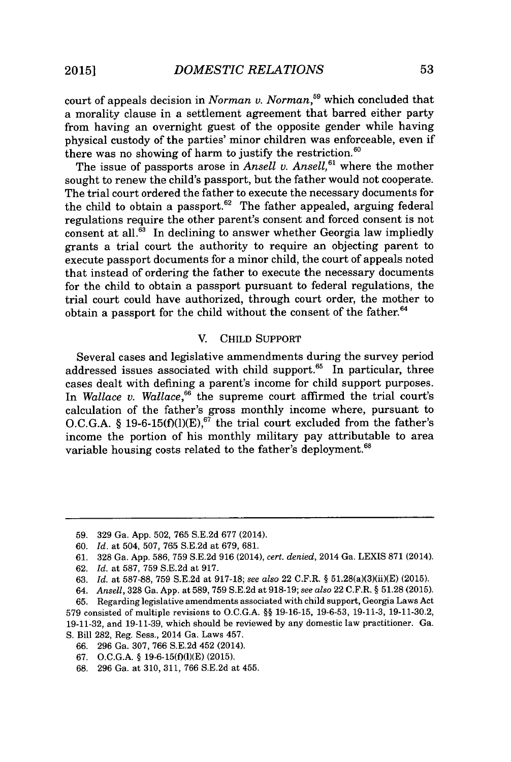court of appeals decision in *Norman v. Norman*,[59] which concluded that a morality clause in a settlement agreement that barred either party from having an overnight guest of the opposite gender while having physical custody of the parties' minor children was enforceable, even if there was no showing of harm to justify the restriction.[60]

The issue of passports arose in *Ansell v. Ansell*,[61] where the mother sought to renew the child's passport, but the father would not cooperate. The trial court ordered the father to execute the necessary documents for the child to obtain a passport.[62] The father appealed, arguing federal regulations require the other parent's consent and forced consent is not consent at all.[63] In declining to answer whether Georgia law impliedly grants a trial court the authority to require an objecting parent to execute passport documents for a minor child, the court of appeals noted that instead of ordering the father to execute the necessary documents for the child to obtain a passport pursuant to federal regulations, the trial court could have authorized, through court order, the mother to obtain a passport for the child without the consent of the father.[64]

## V. CHILD SUPPORT

Several cases and legislative ammendments during the survey period addressed issues associated with child support.[65] In particular, three cases dealt with defining a parent's income for child support purposes. In *Wallace v. Wallace*,[66] the supreme court affirmed the trial court's calculation of the father's gross monthly income where, pursuant to O.C.G.A. § 19-6-15(f)(1)(E),[67] the trial court excluded from the father's income the portion of his monthly military pay attributable to area variable housing costs related to the father's deployment.[68]

---

59. 329 Ga. App. 502, 765 S.E.2d 677 (2014).

60. *Id.* at 504, 507, 765 S.E.2d at 679, 681.

61. 328 Ga. App. 586, 759 S.E.2d 916 (2014), *cert. denied*, 2014 Ga. LEXIS 871 (2014).

62. *Id.* at 587, 759 S.E.2d at 917.

63. *Id.* at 587-88, 759 S.E.2d at 917-18; *see also* 22 C.F.R. § 51.28(a)(3)(ii)(E) (2015).

64. *Ansell*, 328 Ga. App. at 589, 759 S.E.2d at 918-19; *see also* 22 C.F.R. § 51.28 (2015).

65. Regarding legislative amendments associated with child support, Georgia Laws Act 579 consisted of multiple revisions to O.C.G.A. §§ 19-16-15, 19-6-53, 19-11-3, 19-11-30.2, 19-11-32, and 19-11-39, which should be reviewed by any domestic law practitioner. Ga. S. Bill 282, Reg. Sess., 2014 Ga. Laws 457.

66. 296 Ga. 307, 766 S.E.2d 452 (2014).

67. O.C.G.A. § 19-6-15(f)(1)(E) (2015).

68. 296 Ga. at 310, 311, 766 S.E.2d at 455.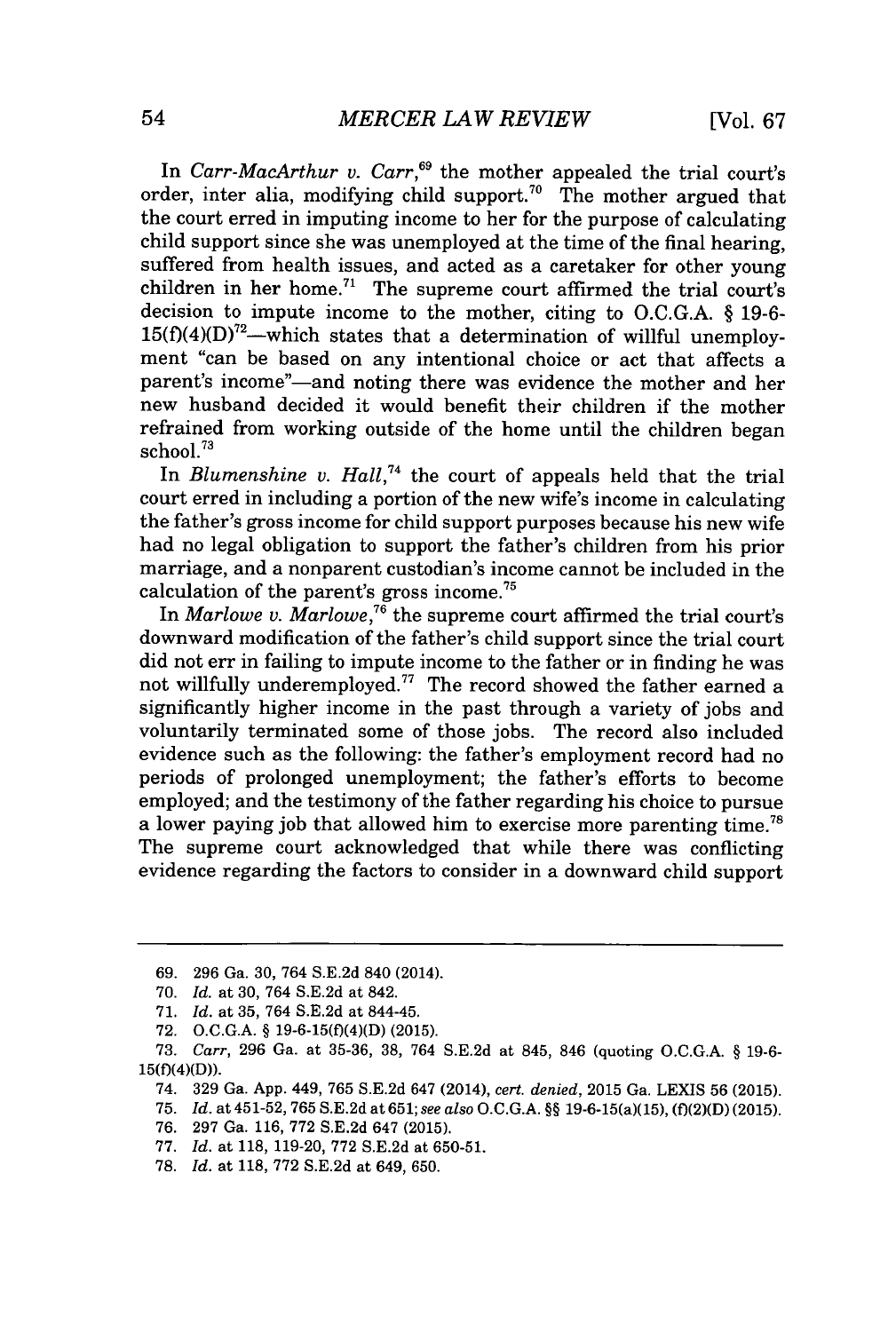In *Carr-MacArthur v. Carr*,[69] the mother appealed the trial court's order, inter alia, modifying child support.[70] The mother argued that the court erred in imputing income to her for the purpose of calculating child support since she was unemployed at the time of the final hearing, suffered from health issues, and acted as a caretaker for other young children in her home.[71] The supreme court affirmed the trial court's decision to impute income to the mother, citing to O.C.G.A. § 19-6-15(f)(4)(D)[72]—which states that a determination of willful unemployment "can be based on any intentional choice or act that affects a parent's income"—and noting there was evidence the mother and her new husband decided it would benefit their children if the mother refrained from working outside of the home until the children began school.[73]

In *Blumenshine v. Hall*,[74] the court of appeals held that the trial court erred in including a portion of the new wife's income in calculating the father's gross income for child support purposes because his new wife had no legal obligation to support the father's children from his prior marriage, and a nonparent custodian's income cannot be included in the calculation of the parent's gross income.[75]

In *Marlowe v. Marlowe*,[76] the supreme court affirmed the trial court's downward modification of the father's child support since the trial court did not err in failing to impute income to the father or in finding he was not willfully underemployed.[77] The record showed the father earned a significantly higher income in the past through a variety of jobs and voluntarily terminated some of those jobs. The record also included evidence such as the following: the father's employment record had no periods of prolonged unemployment; the father's efforts to become employed; and the testimony of the father regarding his choice to pursue a lower paying job that allowed him to exercise more parenting time.[78] The supreme court acknowledged that while there was conflicting evidence regarding the factors to consider in a downward child support

---

69. 296 Ga. 30, 764 S.E.2d 840 (2014).

70. *Id.* at 30, 764 S.E.2d at 842.

71. *Id.* at 35, 764 S.E.2d at 844-45.

72. O.C.G.A. § 19-6-15(f)(4)(D) (2015).

73. *Carr*, 296 Ga. at 35-36, 38, 764 S.E.2d at 845, 846 (quoting O.C.G.A. § 19-6-15(f)(4)(D)).

74. 329 Ga. App. 449, 765 S.E.2d 647 (2014), *cert. denied*, 2015 Ga. LEXIS 56 (2015).

75. *Id.* at 451-52, 765 S.E.2d at 651; *see also* O.C.G.A. §§ 19-6-15(a)(15), (f)(2)(D) (2015).

76. 297 Ga. 116, 772 S.E.2d 647 (2015).

77. *Id.* at 118, 119-20, 772 S.E.2d at 650-51.

78. *Id.* at 118, 772 S.E.2d at 649, 650.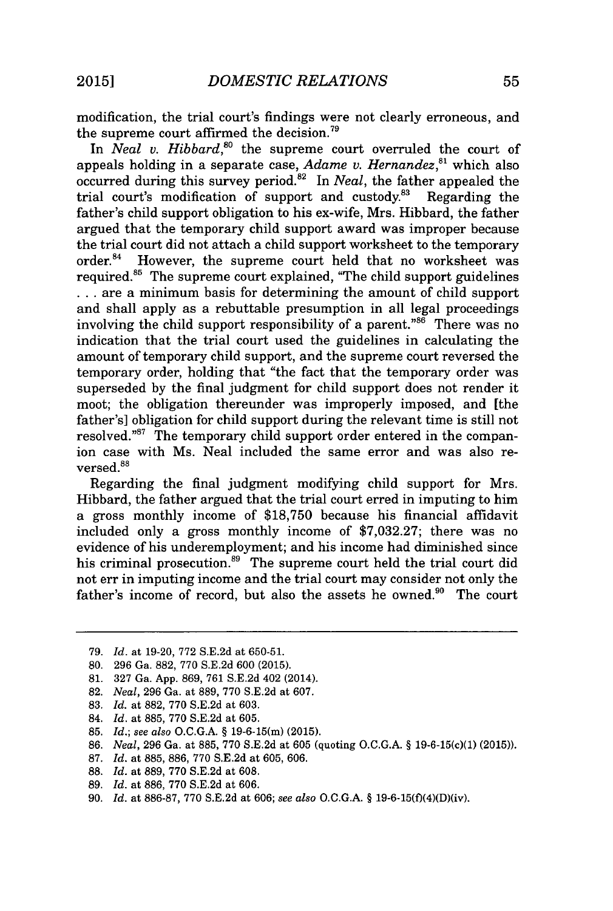modification, the trial court's findings were not clearly erroneous, and the supreme court affirmed the decision.[79]

In *Neal v. Hibbard*,[80] the supreme court overruled the court of appeals holding in a separate case, *Adame v. Hernandez*,[81] which also occurred during this survey period.[82] In *Neal*, the father appealed the trial court's modification of support and custody.[83] Regarding the father's child support obligation to his ex-wife, Mrs. Hibbard, the father argued that the temporary child support award was improper because the trial court did not attach a child support worksheet to the temporary order.[84] However, the supreme court held that no worksheet was required.[85] The supreme court explained, "The child support guidelines . . . are a minimum basis for determining the amount of child support and shall apply as a rebuttable presumption in all legal proceedings involving the child support responsibility of a parent."[86] There was no indication that the trial court used the guidelines in calculating the amount of temporary child support, and the supreme court reversed the temporary order, holding that "the fact that the temporary order was superseded by the final judgment for child support does not render it moot; the obligation thereunder was improperly imposed, and [the father's] obligation for child support during the relevant time is still not resolved."[87] The temporary child support order entered in the companion case with Ms. Neal included the same error and was also reversed.[88]

Regarding the final judgment modifying child support for Mrs. Hibbard, the father argued that the trial court erred in imputing to him a gross monthly income of $18,750 because his financial affidavit included only a gross monthly income of $7,032.27; there was no evidence of his underemployment; and his income had diminished since his criminal prosecution.[89] The supreme court held the trial court did not err in imputing income and the trial court may consider not only the father's income of record, but also the assets he owned.[90] The court

---

79. *Id.* at 19-20, 772 S.E.2d at 650-51.
80. 296 Ga. 882, 770 S.E.2d 600 (2015).
81. 327 Ga. App. 869, 761 S.E.2d 402 (2014).
82. *Neal*, 296 Ga. at 889, 770 S.E.2d at 607.
83. *Id.* at 882, 770 S.E.2d at 603.
84. *Id.* at 885, 770 S.E.2d at 605.
85. *Id.*; *see also* O.C.G.A. § 19-6-15(m) (2015).
86. *Neal*, 296 Ga. at 885, 770 S.E.2d at 605 (quoting O.C.G.A. § 19-6-15(c)(1) (2015)).
87. *Id.* at 885, 886, 770 S.E.2d at 605, 606.
88. *Id.* at 889, 770 S.E.2d at 608.
89. *Id.* at 886, 770 S.E.2d at 606.
90. *Id.* at 886-87, 770 S.E.2d at 606; *see also* O.C.G.A. § 19-6-15(f)(4)(D)(iv).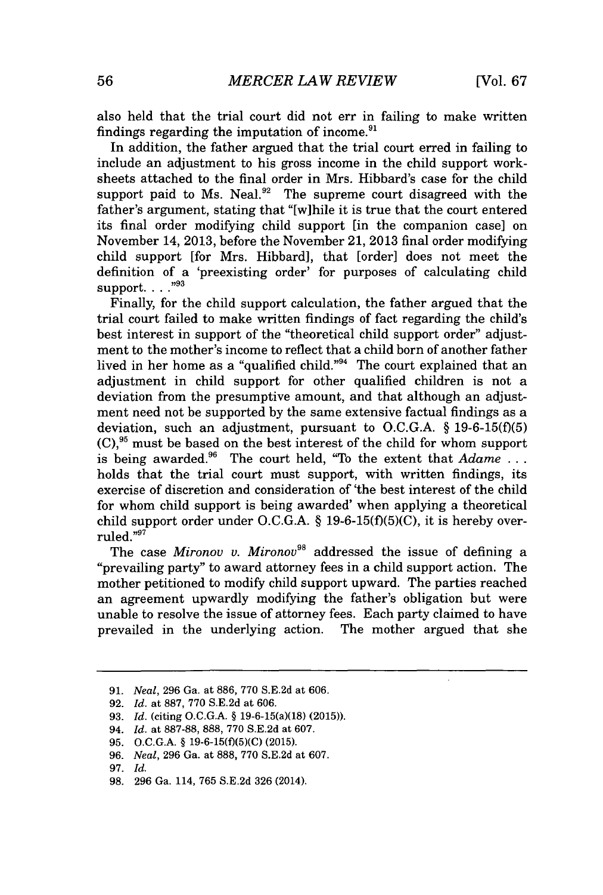also held that the trial court did not err in failing to make written findings regarding the imputation of income.[91]

In addition, the father argued that the trial court erred in failing to include an adjustment to his gross income in the child support worksheets attached to the final order in Mrs. Hibbard's case for the child support paid to Ms. Neal.[92] The supreme court disagreed with the father's argument, stating that "[w]hile it is true that the court entered its final order modifying child support [in the companion case] on November 14, 2013, before the November 21, 2013 final order modifying child support [for Mrs. Hibbard], that [order] does not meet the definition of a 'preexisting order' for purposes of calculating child support. . . ."[93]

Finally, for the child support calculation, the father argued that the trial court failed to make written findings of fact regarding the child's best interest in support of the "theoretical child support order" adjustment to the mother's income to reflect that a child born of another father lived in her home as a "qualified child."[94] The court explained that an adjustment in child support for other qualified children is not a deviation from the presumptive amount, and that although an adjustment need not be supported by the same extensive factual findings as a deviation, such an adjustment, pursuant to O.C.G.A. § 19-6-15(f)(5)(C),[95] must be based on the best interest of the child for whom support is being awarded.[96] The court held, "To the extent that *Adame* . . . holds that the trial court must support, with written findings, its exercise of discretion and consideration of 'the best interest of the child for whom child support is being awarded' when applying a theoretical child support order under O.C.G.A. § 19-6-15(f)(5)(C), it is hereby overruled."[97]

The case *Mironov v. Mironov*[98] addressed the issue of defining a "prevailing party" to award attorney fees in a child support action. The mother petitioned to modify child support upward. The parties reached an agreement upwardly modifying the father's obligation but were unable to resolve the issue of attorney fees. Each party claimed to have prevailed in the underlying action. The mother argued that she

---

91. *Neal*, 296 Ga. at 886, 770 S.E.2d at 606.
92. *Id.* at 887, 770 S.E.2d at 606.
93. *Id.* (citing O.C.G.A. § 19-6-15(a)(18) (2015)).
94. *Id.* at 887-88, 888, 770 S.E.2d at 607.
95. O.C.G.A. § 19-6-15(f)(5)(C) (2015).
96. *Neal*, 296 Ga. at 888, 770 S.E.2d at 607.
97. *Id.*
98. 296 Ga. 114, 765 S.E.2d 326 (2014).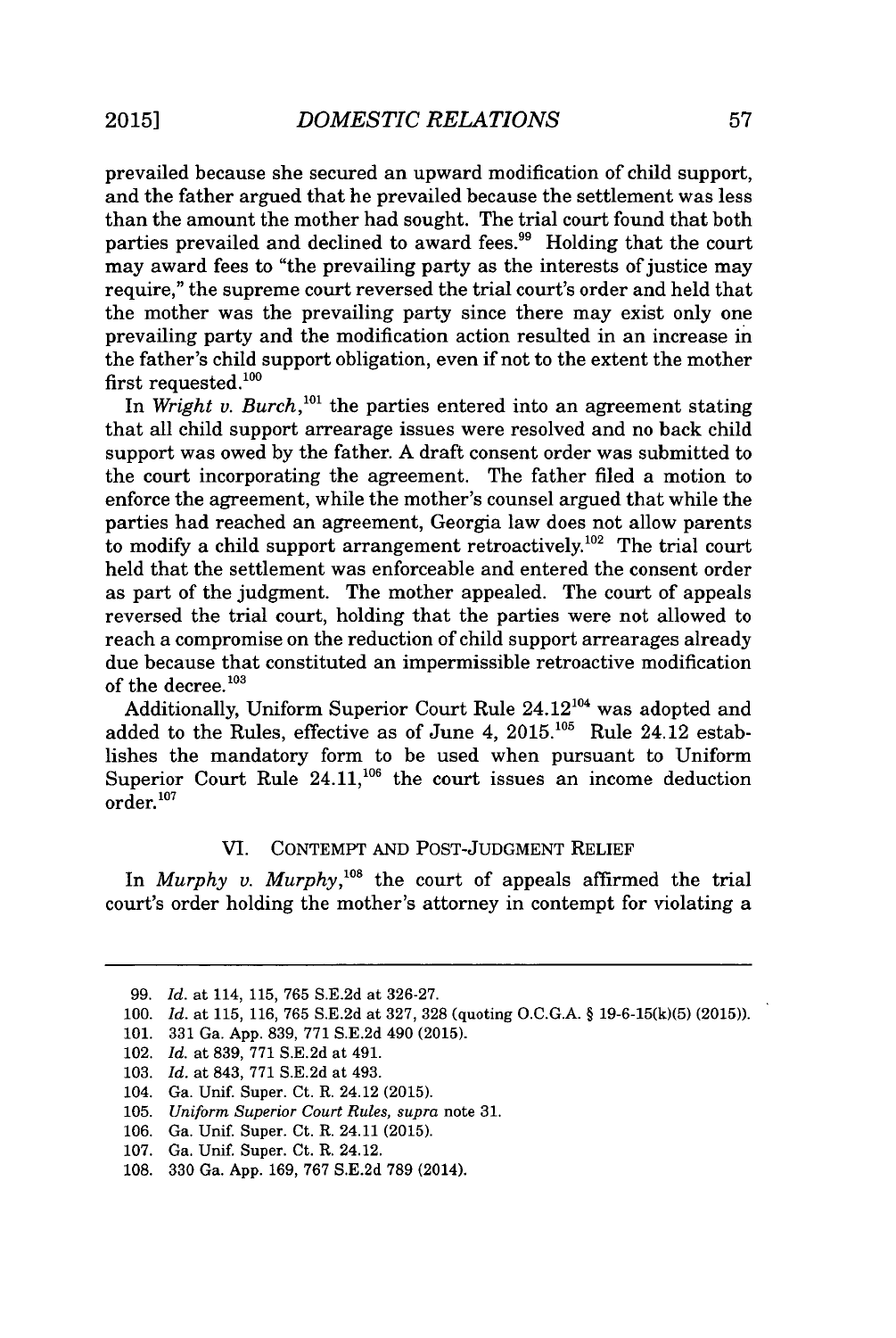prevailed because she secured an upward modification of child support, and the father argued that he prevailed because the settlement was less than the amount the mother had sought. The trial court found that both parties prevailed and declined to award fees.[99] Holding that the court may award fees to "the prevailing party as the interests of justice may require," the supreme court reversed the trial court's order and held that the mother was the prevailing party since there may exist only one prevailing party and the modification action resulted in an increase in the father's child support obligation, even if not to the extent the mother first requested.[100]

In *Wright v. Burch*,[101] the parties entered into an agreement stating that all child support arrearage issues were resolved and no back child support was owed by the father. A draft consent order was submitted to the court incorporating the agreement. The father filed a motion to enforce the agreement, while the mother's counsel argued that while the parties had reached an agreement, Georgia law does not allow parents to modify a child support arrangement retroactively.[102] The trial court held that the settlement was enforceable and entered the consent order as part of the judgment. The mother appealed. The court of appeals reversed the trial court, holding that the parties were not allowed to reach a compromise on the reduction of child support arrearages already due because that constituted an impermissible retroactive modification of the decree.[103]

Additionally, Uniform Superior Court Rule 24.12[104] was adopted and added to the Rules, effective as of June 4, 2015.[105] Rule 24.12 establishes the mandatory form to be used when pursuant to Uniform Superior Court Rule 24.11,[106] the court issues an income deduction order.[107]

## VI. CONTEMPT AND POST-JUDGMENT RELIEF

In *Murphy v. Murphy*,[108] the court of appeals affirmed the trial court's order holding the mother's attorney in contempt for violating a

---

99. *Id.* at 114, 115, 765 S.E.2d at 326-27.
100. *Id.* at 115, 116, 765 S.E.2d at 327, 328 (quoting O.C.G.A. § 19-6-15(k)(5) (2015)).
101. 331 Ga. App. 839, 771 S.E.2d 490 (2015).
102. *Id.* at 839, 771 S.E.2d at 491.
103. *Id.* at 843, 771 S.E.2d at 493.
104. Ga. Unif. Super. Ct. R. 24.12 (2015).
105. *Uniform Superior Court Rules, supra* note 31.
106. Ga. Unif. Super. Ct. R. 24.11 (2015).
107. Ga. Unif. Super. Ct. R. 24.12.
108. 330 Ga. App. 169, 767 S.E.2d 789 (2014).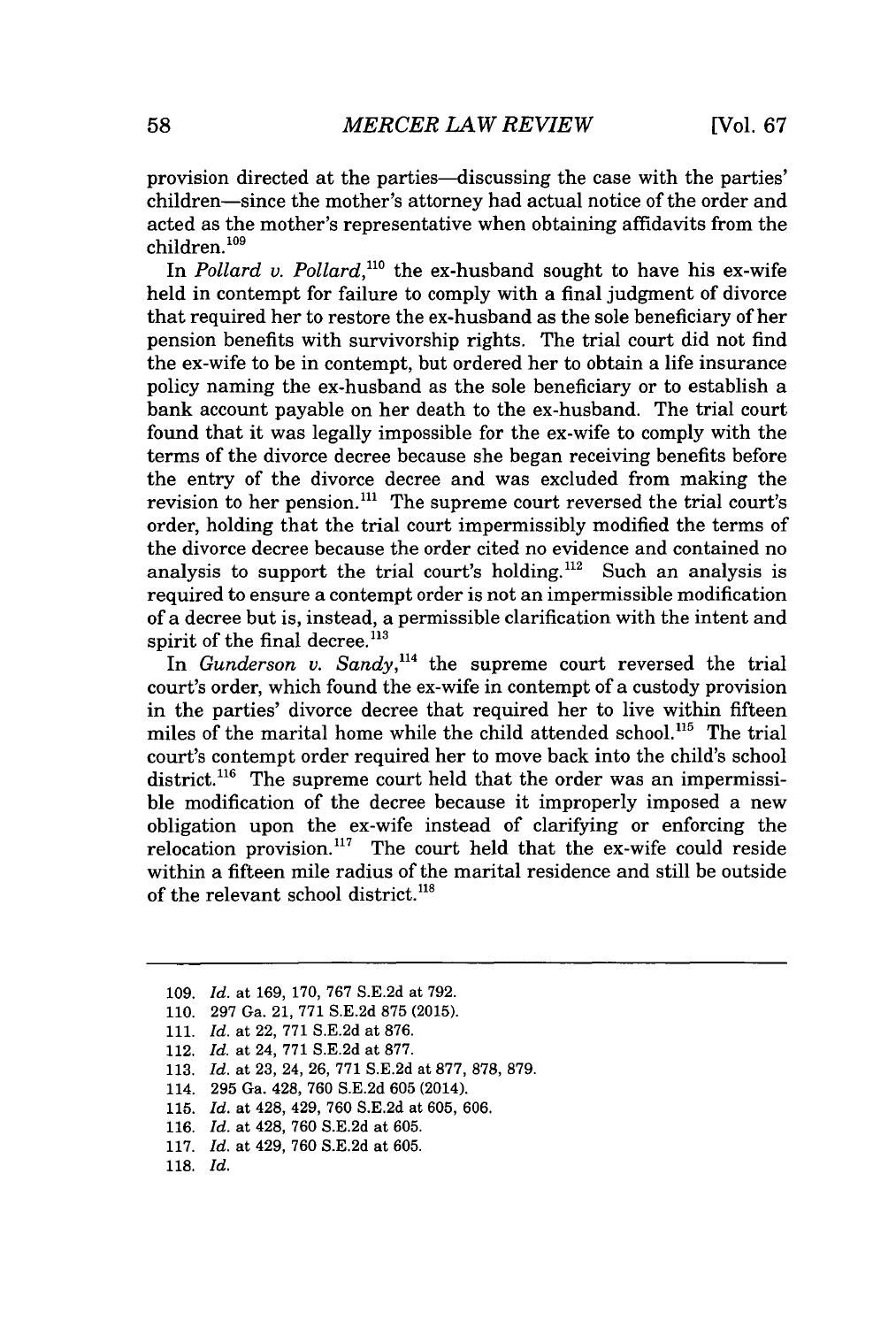provision directed at the parties—discussing the case with the parties' children—since the mother's attorney had actual notice of the order and acted as the mother's representative when obtaining affidavits from the children.[109]

In *Pollard v. Pollard*,[110] the ex-husband sought to have his ex-wife held in contempt for failure to comply with a final judgment of divorce that required her to restore the ex-husband as the sole beneficiary of her pension benefits with survivorship rights. The trial court did not find the ex-wife to be in contempt, but ordered her to obtain a life insurance policy naming the ex-husband as the sole beneficiary or to establish a bank account payable on her death to the ex-husband. The trial court found that it was legally impossible for the ex-wife to comply with the terms of the divorce decree because she began receiving benefits before the entry of the divorce decree and was excluded from making the revision to her pension.[111] The supreme court reversed the trial court's order, holding that the trial court impermissibly modified the terms of the divorce decree because the order cited no evidence and contained no analysis to support the trial court's holding.[112] Such an analysis is required to ensure a contempt order is not an impermissible modification of a decree but is, instead, a permissible clarification with the intent and spirit of the final decree.[113]

In *Gunderson v. Sandy*,[114] the supreme court reversed the trial court's order, which found the ex-wife in contempt of a custody provision in the parties' divorce decree that required her to live within fifteen miles of the marital home while the child attended school.[115] The trial court's contempt order required her to move back into the child's school district.[116] The supreme court held that the order was an impermissible modification of the decree because it improperly imposed a new obligation upon the ex-wife instead of clarifying or enforcing the relocation provision.[117] The court held that the ex-wife could reside within a fifteen mile radius of the marital residence and still be outside of the relevant school district.[118]

---

109. *Id.* at 169, 170, 767 S.E.2d at 792.
110. 297 Ga. 21, 771 S.E.2d 875 (2015).
111. *Id.* at 22, 771 S.E.2d at 876.
112. *Id.* at 24, 771 S.E.2d at 877.
113. *Id.* at 23, 24, 26, 771 S.E.2d at 877, 878, 879.
114. 295 Ga. 428, 760 S.E.2d 605 (2014).
115. *Id.* at 428, 429, 760 S.E.2d at 605, 606.
116. *Id.* at 428, 760 S.E.2d at 605.
117. *Id.* at 429, 760 S.E.2d at 605.
118. *Id.*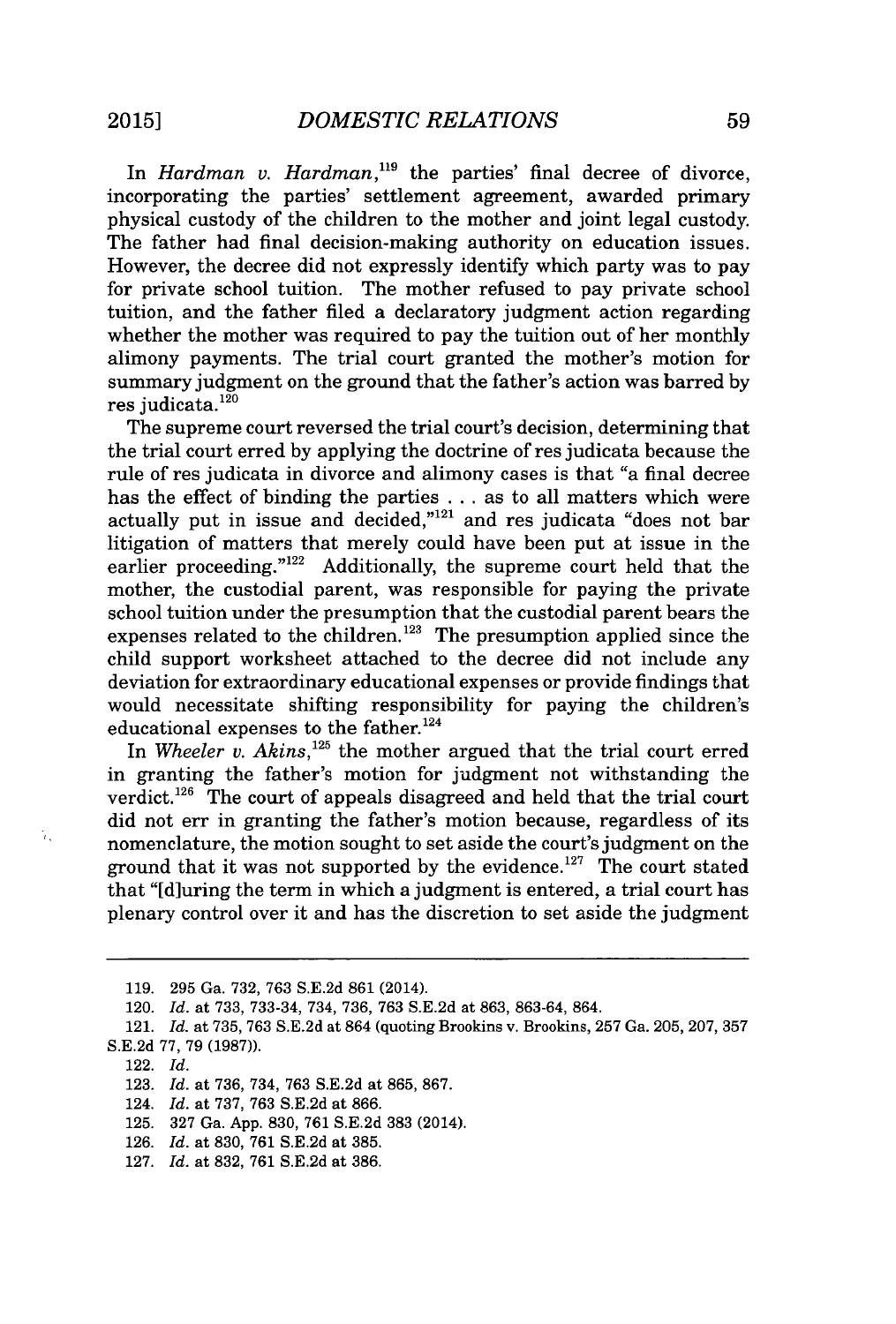In *Hardman v. Hardman*,[119] the parties' final decree of divorce, incorporating the parties' settlement agreement, awarded primary physical custody of the children to the mother and joint legal custody. The father had final decision-making authority on education issues. However, the decree did not expressly identify which party was to pay for private school tuition. The mother refused to pay private school tuition, and the father filed a declaratory judgment action regarding whether the mother was required to pay the tuition out of her monthly alimony payments. The trial court granted the mother's motion for summary judgment on the ground that the father's action was barred by res judicata.[120]

The supreme court reversed the trial court's decision, determining that the trial court erred by applying the doctrine of res judicata because the rule of res judicata in divorce and alimony cases is that "a final decree has the effect of binding the parties . . . as to all matters which were actually put in issue and decided,"[121] and res judicata "does not bar litigation of matters that merely could have been put at issue in the earlier proceeding."[122] Additionally, the supreme court held that the mother, the custodial parent, was responsible for paying the private school tuition under the presumption that the custodial parent bears the expenses related to the children.[123] The presumption applied since the child support worksheet attached to the decree did not include any deviation for extraordinary educational expenses or provide findings that would necessitate shifting responsibility for paying the children's educational expenses to the father.[124]

In *Wheeler v. Akins*,[125] the mother argued that the trial court erred in granting the father's motion for judgment not withstanding the verdict.[126] The court of appeals disagreed and held that the trial court did not err in granting the father's motion because, regardless of its nomenclature, the motion sought to set aside the court's judgment on the ground that it was not supported by the evidence.[127] The court stated that "[d]uring the term in which a judgment is entered, a trial court has plenary control over it and has the discretion to set aside the judgment

---

119. 295 Ga. 732, 763 S.E.2d 861 (2014).

120. *Id.* at 733, 733-34, 734, 736, 763 S.E.2d at 863, 863-64, 864.

121. *Id.* at 735, 763 S.E.2d at 864 (quoting Brookins v. Brookins, 257 Ga. 205, 207, 357 S.E.2d 77, 79 (1987)).

122. *Id.*

123. *Id.* at 736, 734, 763 S.E.2d at 865, 867.

124. *Id.* at 737, 763 S.E.2d at 866.

125. 327 Ga. App. 830, 761 S.E.2d 383 (2014).

126. *Id.* at 830, 761 S.E.2d at 385.

127. *Id.* at 832, 761 S.E.2d at 386.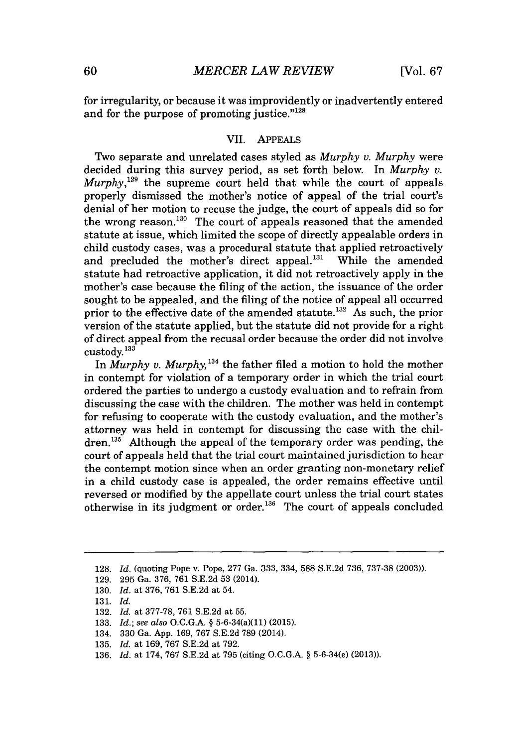for irregularity, or because it was improvidently or inadvertently entered and for the purpose of promoting justice."[128]

## VII. APPEALS

Two separate and unrelated cases styled as *Murphy v. Murphy* were decided during this survey period, as set forth below. In *Murphy v. Murphy*,[129] the supreme court held that while the court of appeals properly dismissed the mother's notice of appeal of the trial court's denial of her motion to recuse the judge, the court of appeals did so for the wrong reason.[130] The court of appeals reasoned that the amended statute at issue, which limited the scope of directly appealable orders in child custody cases, was a procedural statute that applied retroactively and precluded the mother's direct appeal.[131] While the amended statute had retroactive application, it did not retroactively apply in the mother's case because the filing of the action, the issuance of the order sought to be appealed, and the filing of the notice of appeal all occurred prior to the effective date of the amended statute.[132] As such, the prior version of the statute applied, but the statute did not provide for a right of direct appeal from the recusal order because the order did not involve custody.[133]

In *Murphy v. Murphy*,[134] the father filed a motion to hold the mother in contempt for violation of a temporary order in which the trial court ordered the parties to undergo a custody evaluation and to refrain from discussing the case with the children. The mother was held in contempt for refusing to cooperate with the custody evaluation, and the mother's attorney was held in contempt for discussing the case with the children.[135] Although the appeal of the temporary order was pending, the court of appeals held that the trial court maintained jurisdiction to hear the contempt motion since when an order granting non-monetary relief in a child custody case is appealed, the order remains effective until reversed or modified by the appellate court unless the trial court states otherwise in its judgment or order.[136] The court of appeals concluded

---

128. *Id.* (quoting Pope v. Pope, 277 Ga. 333, 334, 588 S.E.2d 736, 737-38 (2003)).

129. 295 Ga. 376, 761 S.E.2d 53 (2014).

130. *Id.* at 376, 761 S.E.2d at 54.

131. *Id.*

132. *Id.* at 377-78, 761 S.E.2d at 55.

133. *Id.*; *see also* O.C.G.A. § 5-6-34(a)(11) (2015).

134. 330 Ga. App. 169, 767 S.E.2d 789 (2014).

135. *Id.* at 169, 767 S.E.2d at 792.

136. *Id.* at 174, 767 S.E.2d at 795 (citing O.C.G.A. § 5-6-34(e) (2013)).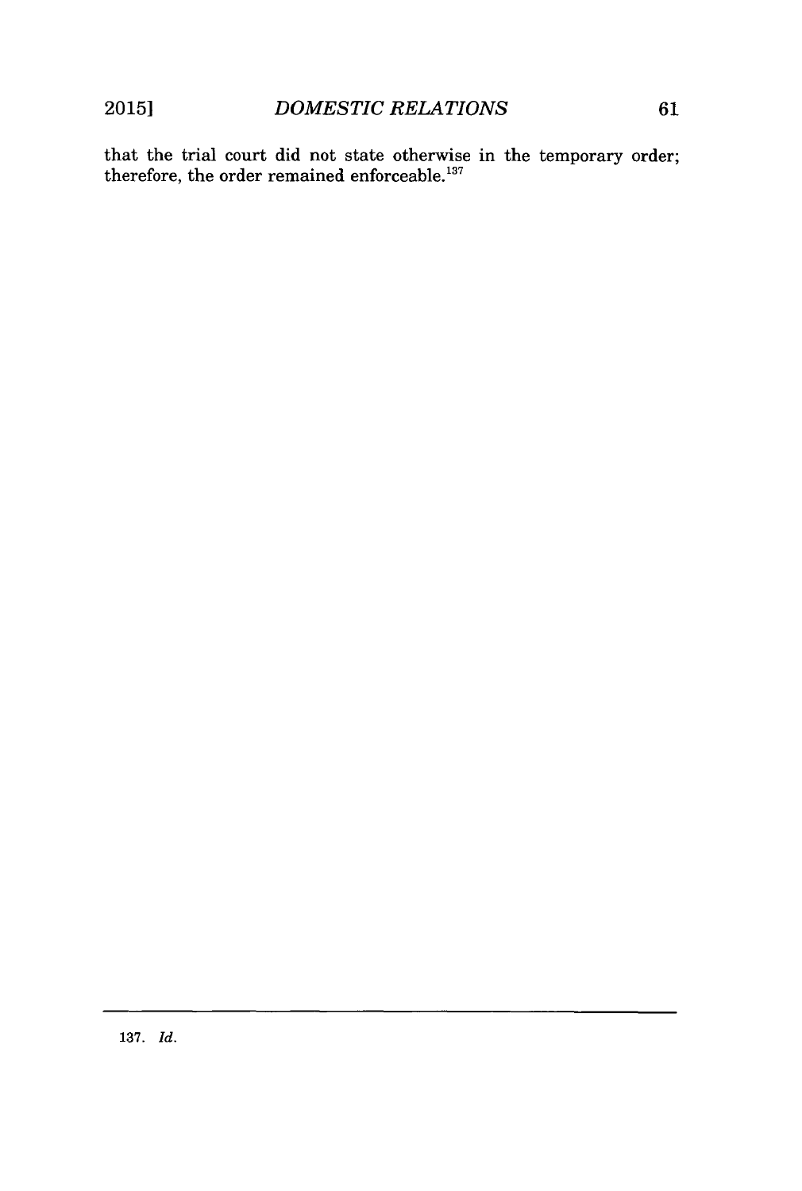that the trial court did not state otherwise in the temporary order; therefore, the order remained enforceable.[137]

---

137. *Id.*